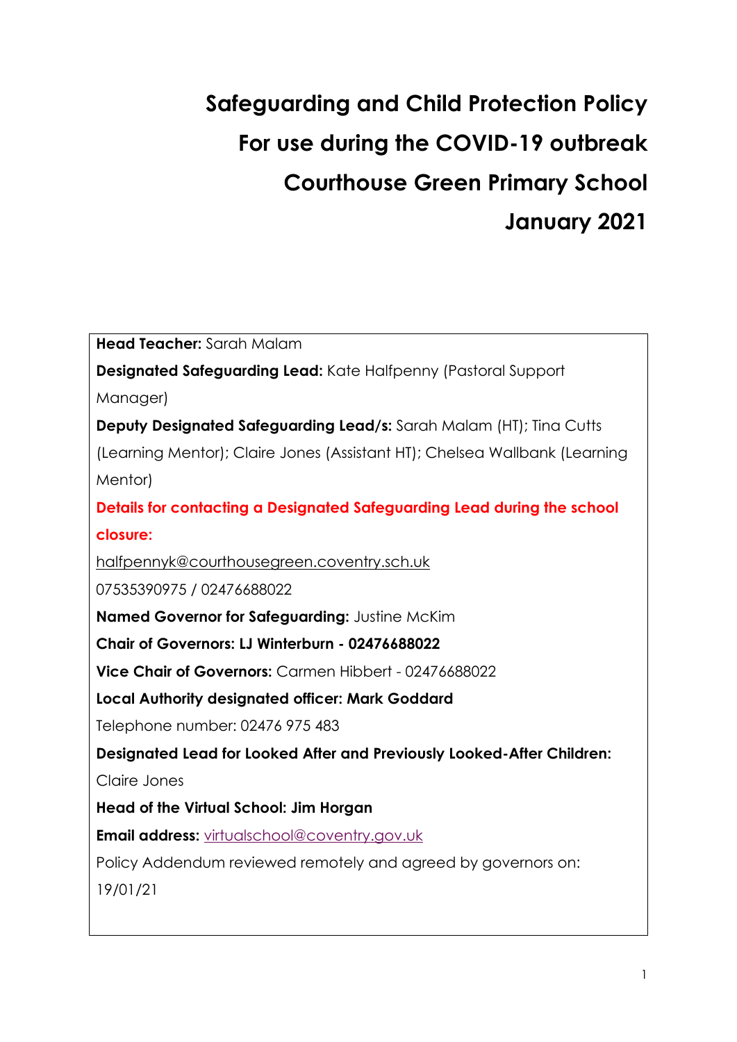# Safeguarding and Child Protection Policy
# For use during the COVID-19 outbreak
# Courthouse Green Primary School
# January 2021

**Head Teacher:** Sarah Malam

**Designated Safeguarding Lead:** Kate Halfpenny (Pastoral Support Manager)

**Deputy Designated Safeguarding Lead/s:** Sarah Malam (HT); Tina Cutts (Learning Mentor); Claire Jones (Assistant HT); Chelsea Wallbank (Learning Mentor)

**Details for contacting a Designated Safeguarding Lead during the school closure:**

halfpennyk@courthousegreen.coventry.sch.uk

07535390975 / 02476688022

**Named Governor for Safeguarding:** Justine McKim

**Chair of Governors: LJ Winterburn - 02476688022**

**Vice Chair of Governors:** Carmen Hibbert - 02476688022

**Local Authority designated officer: Mark Goddard**

Telephone number: 02476 975 483

**Designated Lead for Looked After and Previously Looked-After Children:** Claire Jones

**Head of the Virtual School: Jim Horgan**

**Email address:** virtualschool@coventry.gov.uk

Policy Addendum reviewed remotely and agreed by governors on: 19/01/21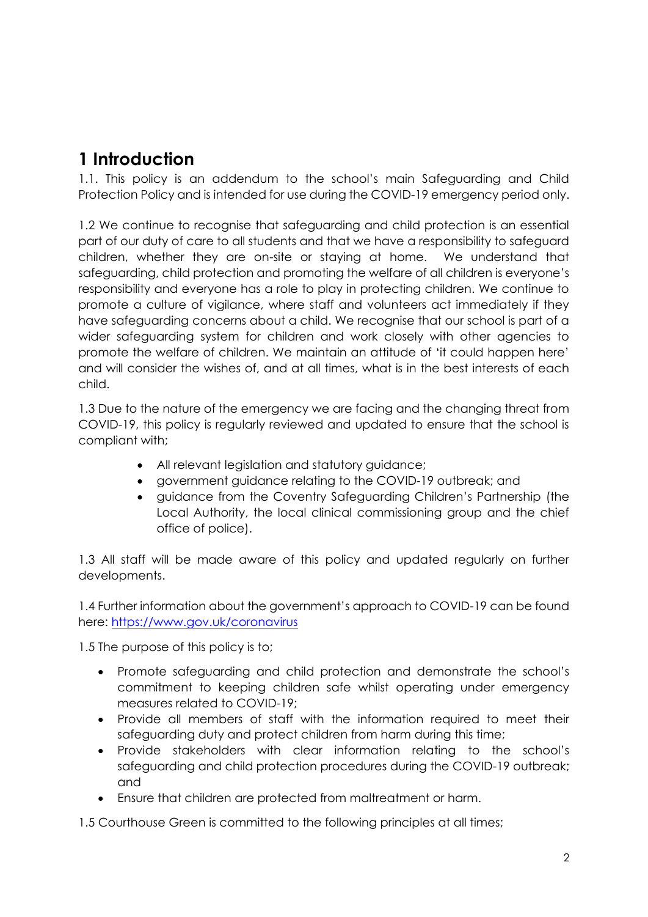# 1 Introduction

1.1. This policy is an addendum to the school's main Safeguarding and Child Protection Policy and is intended for use during the COVID-19 emergency period only.

1.2 We continue to recognise that safeguarding and child protection is an essential part of our duty of care to all students and that we have a responsibility to safeguard children, whether they are on-site or staying at home. We understand that safeguarding, child protection and promoting the welfare of all children is everyone's responsibility and everyone has a role to play in protecting children. We continue to promote a culture of vigilance, where staff and volunteers act immediately if they have safeguarding concerns about a child. We recognise that our school is part of a wider safeguarding system for children and work closely with other agencies to promote the welfare of children. We maintain an attitude of 'it could happen here' and will consider the wishes of, and at all times, what is in the best interests of each child.

1.3 Due to the nature of the emergency we are facing and the changing threat from COVID-19, this policy is regularly reviewed and updated to ensure that the school is compliant with;

- All relevant legislation and statutory guidance;
- government guidance relating to the COVID-19 outbreak; and
- guidance from the Coventry Safeguarding Children's Partnership (the Local Authority, the local clinical commissioning group and the chief office of police).

1.3 All staff will be made aware of this policy and updated regularly on further developments.

1.4 Further information about the government's approach to COVID-19 can be found here: [https://www.gov.uk/coronavirus](https://www.gov.uk/coronavirus)

1.5 The purpose of this policy is to;

- Promote safeguarding and child protection and demonstrate the school's commitment to keeping children safe whilst operating under emergency measures related to COVID-19;
- Provide all members of staff with the information required to meet their safeguarding duty and protect children from harm during this time;
- Provide stakeholders with clear information relating to the school's safeguarding and child protection procedures during the COVID-19 outbreak; and
- Ensure that children are protected from maltreatment or harm.

1.5 Courthouse Green is committed to the following principles at all times;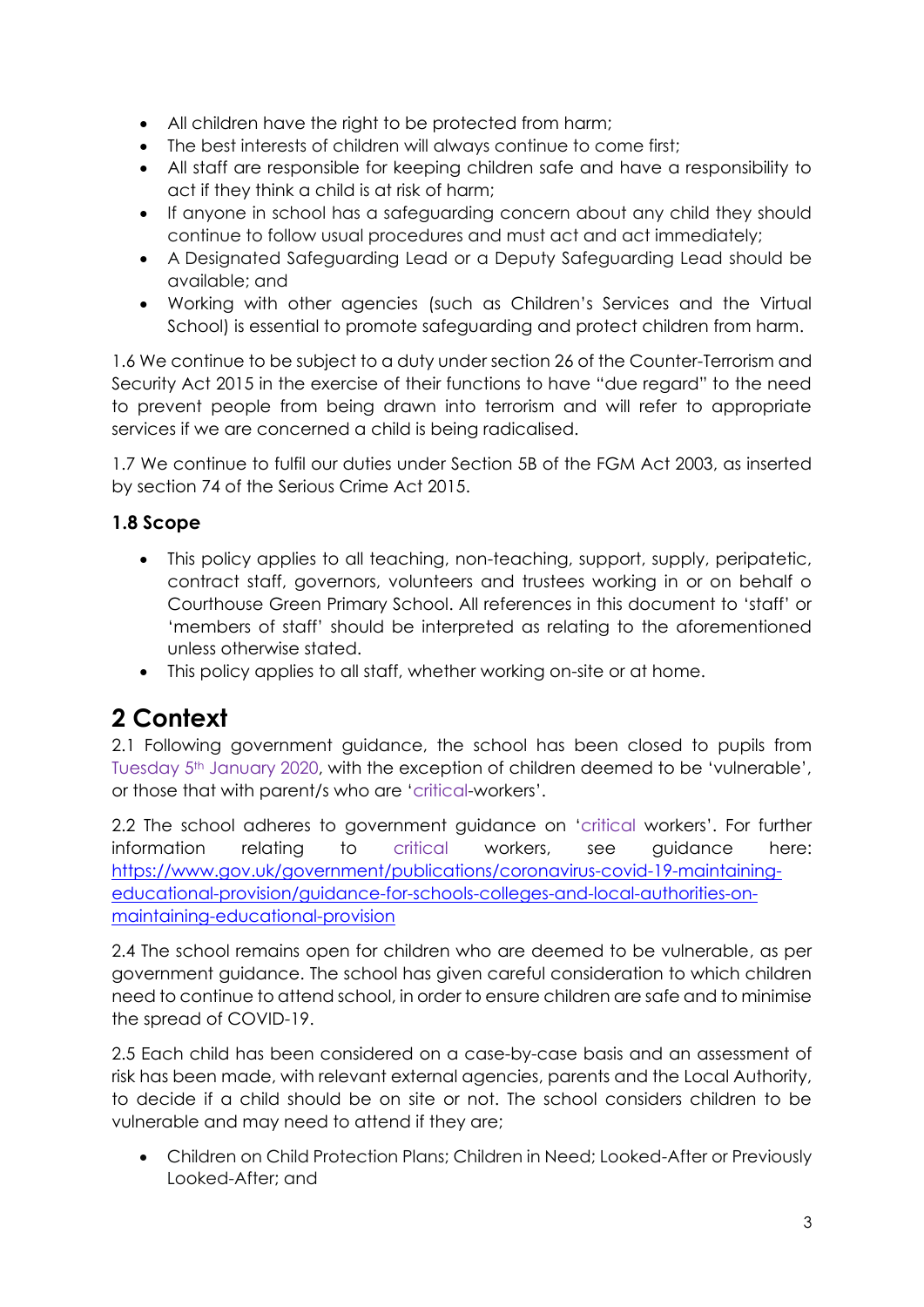- All children have the right to be protected from harm;
- The best interests of children will always continue to come first;
- All staff are responsible for keeping children safe and have a responsibility to act if they think a child is at risk of harm;
- If anyone in school has a safeguarding concern about any child they should continue to follow usual procedures and must act and act immediately;
- A Designated Safeguarding Lead or a Deputy Safeguarding Lead should be available; and
- Working with other agencies (such as Children's Services and the Virtual School) is essential to promote safeguarding and protect children from harm.

1.6 We continue to be subject to a duty under section 26 of the Counter-Terrorism and Security Act 2015 in the exercise of their functions to have "due regard" to the need to prevent people from being drawn into terrorism and will refer to appropriate services if we are concerned a child is being radicalised.

1.7 We continue to fulfil our duties under Section 5B of the FGM Act 2003, as inserted by section 74 of the Serious Crime Act 2015.

### 1.8 Scope

- This policy applies to all teaching, non-teaching, support, supply, peripatetic, contract staff, governors, volunteers and trustees working in or on behalf o Courthouse Green Primary School. All references in this document to 'staff' or 'members of staff' should be interpreted as relating to the aforementioned unless otherwise stated.
- This policy applies to all staff, whether working on-site or at home.

# 2 Context

2.1 Following government guidance, the school has been closed to pupils from Tuesday 5th January 2020, with the exception of children deemed to be 'vulnerable', or those that with parent/s who are 'critical-workers'.

2.2 The school adheres to government guidance on 'critical workers'. For further information relating to critical workers, see guidance here: [https://www.gov.uk/government/publications/coronavirus-covid-19-maintaining-educational-provision/guidance-for-schools-colleges-and-local-authorities-on-maintaining-educational-provision](https://www.gov.uk/government/publications/coronavirus-covid-19-maintaining-educational-provision/guidance-for-schools-colleges-and-local-authorities-on-maintaining-educational-provision)

2.4 The school remains open for children who are deemed to be vulnerable, as per government guidance. The school has given careful consideration to which children need to continue to attend school, in order to ensure children are safe and to minimise the spread of COVID-19.

2.5 Each child has been considered on a case-by-case basis and an assessment of risk has been made, with relevant external agencies, parents and the Local Authority, to decide if a child should be on site or not. The school considers children to be vulnerable and may need to attend if they are;

- Children on Child Protection Plans; Children in Need; Looked-After or Previously Looked-After; and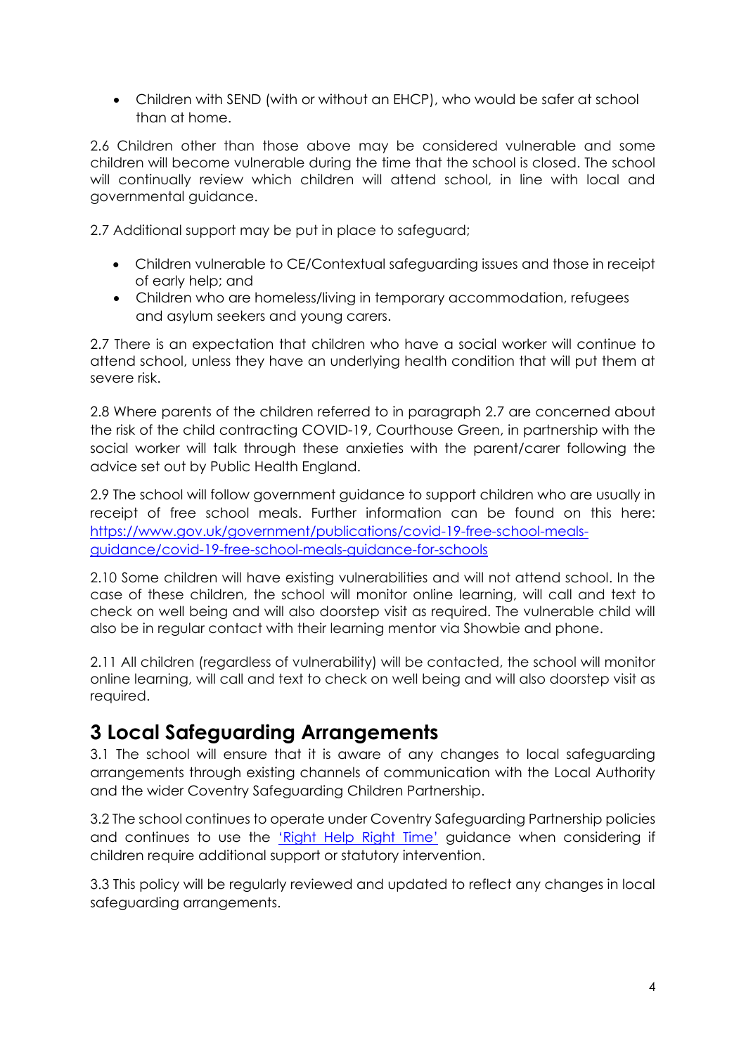- Children with SEND (with or without an EHCP), who would be safer at school than at home.

2.6 Children other than those above may be considered vulnerable and some children will become vulnerable during the time that the school is closed. The school will continually review which children will attend school, in line with local and governmental guidance.

2.7 Additional support may be put in place to safeguard;

- Children vulnerable to CE/Contextual safeguarding issues and those in receipt of early help; and
- Children who are homeless/living in temporary accommodation, refugees and asylum seekers and young carers.

2.7 There is an expectation that children who have a social worker will continue to attend school, unless they have an underlying health condition that will put them at severe risk.

2.8 Where parents of the children referred to in paragraph 2.7 are concerned about the risk of the child contracting COVID-19, Courthouse Green, in partnership with the social worker will talk through these anxieties with the parent/carer following the advice set out by Public Health England.

2.9 The school will follow government guidance to support children who are usually in receipt of free school meals. Further information can be found on this here: [https://www.gov.uk/government/publications/covid-19-free-school-meals-guidance/covid-19-free-school-meals-guidance-for-schools](https://www.gov.uk/government/publications/covid-19-free-school-meals-guidance/covid-19-free-school-meals-guidance-for-schools)

2.10 Some children will have existing vulnerabilities and will not attend school. In the case of these children, the school will monitor online learning, will call and text to check on well being and will also doorstep visit as required. The vulnerable child will also be in regular contact with their learning mentor via Showbie and phone.

2.11 All children (regardless of vulnerability) will be contacted, the school will monitor online learning, will call and text to check on well being and will also doorstep visit as required.

## 3 Local Safeguarding Arrangements

3.1 The school will ensure that it is aware of any changes to local safeguarding arrangements through existing channels of communication with the Local Authority and the wider Coventry Safeguarding Children Partnership.

3.2 The school continues to operate under Coventry Safeguarding Partnership policies and continues to use the 'Right Help Right Time' guidance when considering if children require additional support or statutory intervention.

3.3 This policy will be regularly reviewed and updated to reflect any changes in local safeguarding arrangements.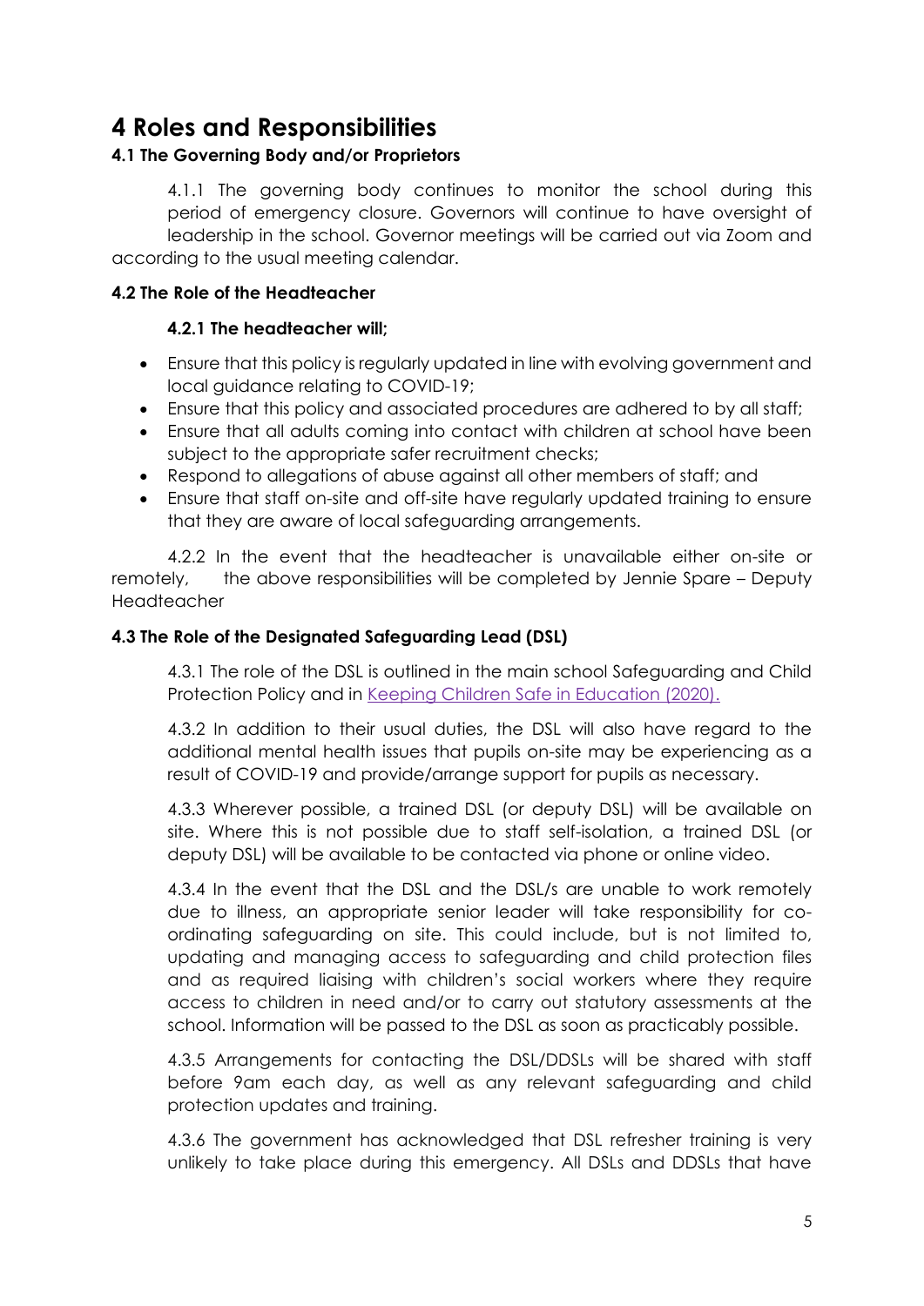# 4 Roles and Responsibilities

### 4.1 The Governing Body and/or Proprietors

4.1.1 The governing body continues to monitor the school during this period of emergency closure. Governors will continue to have oversight of leadership in the school. Governor meetings will be carried out via Zoom and according to the usual meeting calendar.

### 4.2 The Role of the Headteacher

#### 4.2.1 The headteacher will;

- Ensure that this policy is regularly updated in line with evolving government and local guidance relating to COVID-19;
- Ensure that this policy and associated procedures are adhered to by all staff;
- Ensure that all adults coming into contact with children at school have been subject to the appropriate safer recruitment checks;
- Respond to allegations of abuse against all other members of staff; and
- Ensure that staff on-site and off-site have regularly updated training to ensure that they are aware of local safeguarding arrangements.

4.2.2 In the event that the headteacher is unavailable either on-site or remotely, the above responsibilities will be completed by Jennie Spare – Deputy Headteacher

### 4.3 The Role of the Designated Safeguarding Lead (DSL)

4.3.1 The role of the DSL is outlined in the main school Safeguarding and Child Protection Policy and in Keeping Children Safe in Education (2020).

4.3.2 In addition to their usual duties, the DSL will also have regard to the additional mental health issues that pupils on-site may be experiencing as a result of COVID-19 and provide/arrange support for pupils as necessary.

4.3.3 Wherever possible, a trained DSL (or deputy DSL) will be available on site. Where this is not possible due to staff self-isolation, a trained DSL (or deputy DSL) will be available to be contacted via phone or online video.

4.3.4 In the event that the DSL and the DSL/s are unable to work remotely due to illness, an appropriate senior leader will take responsibility for co-ordinating safeguarding on site. This could include, but is not limited to, updating and managing access to safeguarding and child protection files and as required liaising with children's social workers where they require access to children in need and/or to carry out statutory assessments at the school. Information will be passed to the DSL as soon as practicably possible.

4.3.5 Arrangements for contacting the DSL/DDSLs will be shared with staff before 9am each day, as well as any relevant safeguarding and child protection updates and training.

4.3.6 The government has acknowledged that DSL refresher training is very unlikely to take place during this emergency. All DSLs and DDSLs that have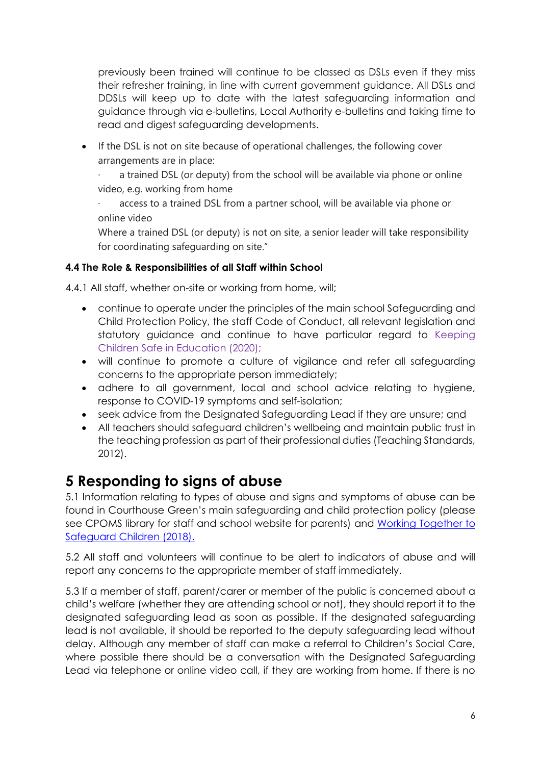previously been trained will continue to be classed as DSLs even if they miss their refresher training, in line with current government guidance. All DSLs and DDSLs will keep up to date with the latest safeguarding information and guidance through via e-bulletins, Local Authority e-bulletins and taking time to read and digest safeguarding developments.

- If the DSL is not on site because of operational challenges, the following cover arrangements are in place:
  
  · a trained DSL (or deputy) from the school will be available via phone or online video, e.g. working from home
  
  · access to a trained DSL from a partner school, will be available via phone or online video
  
  Where a trained DSL (or deputy) is not on site, a senior leader will take responsibility for coordinating safeguarding on site."

### 4.4 The Role & Responsibilities of all Staff within School

4.4.1 All staff, whether on-site or working from home, will;

- continue to operate under the principles of the main school Safeguarding and Child Protection Policy, the staff Code of Conduct, all relevant legislation and statutory guidance and continue to have particular regard to Keeping Children Safe in Education (2020);
- will continue to promote a culture of vigilance and refer all safeguarding concerns to the appropriate person immediately;
- adhere to all government, local and school advice relating to hygiene, response to COVID-19 symptoms and self-isolation;
- seek advice from the Designated Safeguarding Lead if they are unsure; and
- All teachers should safeguard children's wellbeing and maintain public trust in the teaching profession as part of their professional duties (Teaching Standards, 2012).

## 5 Responding to signs of abuse

5.1 Information relating to types of abuse and signs and symptoms of abuse can be found in Courthouse Green's main safeguarding and child protection policy (please see CPOMS library for staff and school website for parents) and Working Together to Safeguard Children (2018).

5.2 All staff and volunteers will continue to be alert to indicators of abuse and will report any concerns to the appropriate member of staff immediately.

5.3 If a member of staff, parent/carer or member of the public is concerned about a child's welfare (whether they are attending school or not), they should report it to the designated safeguarding lead as soon as possible. If the designated safeguarding lead is not available, it should be reported to the deputy safeguarding lead without delay. Although any member of staff can make a referral to Children's Social Care, where possible there should be a conversation with the Designated Safeguarding Lead via telephone or online video call, if they are working from home. If there is no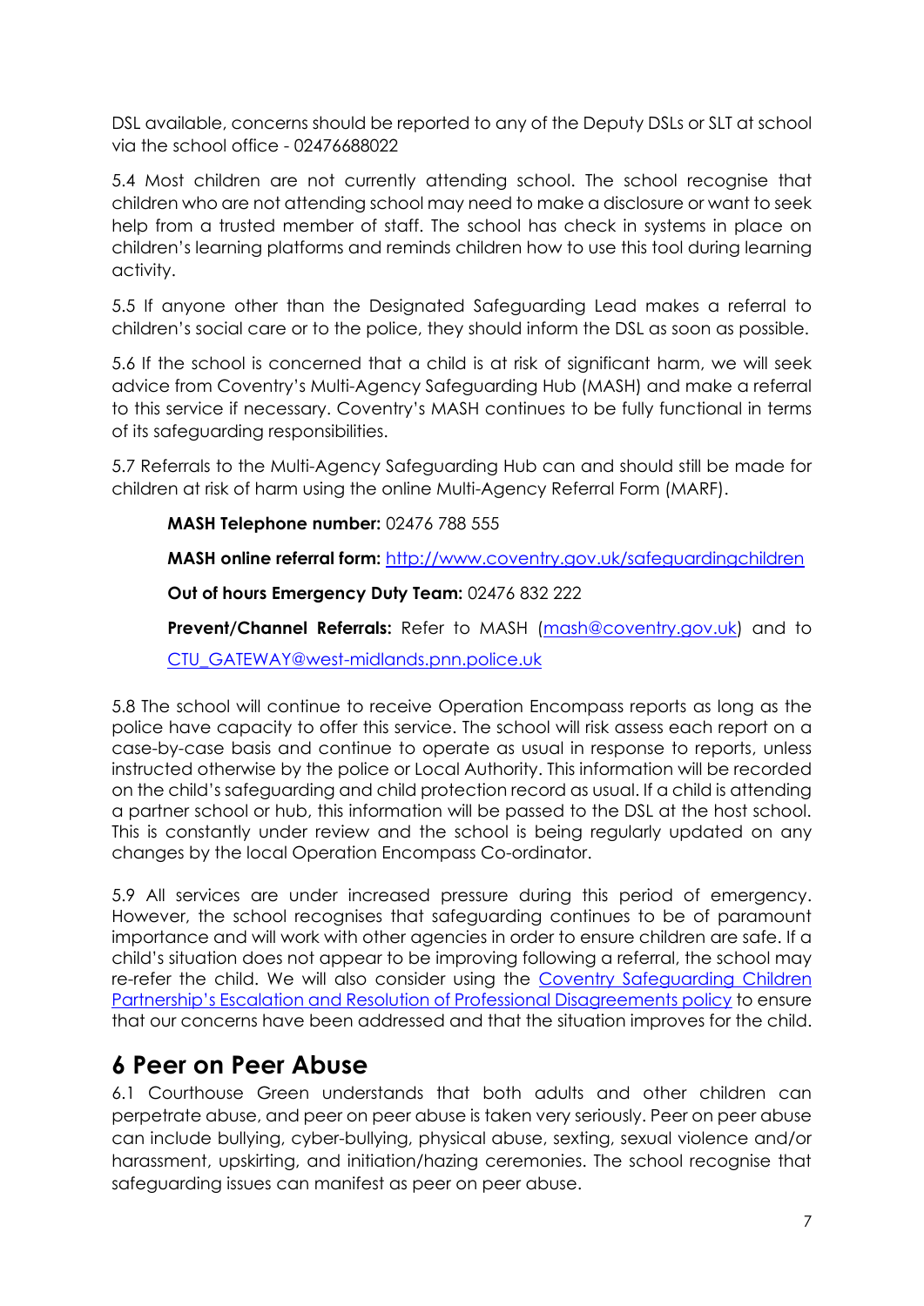DSL available, concerns should be reported to any of the Deputy DSLs or SLT at school via the school office - 02476688022

5.4 Most children are not currently attending school. The school recognise that children who are not attending school may need to make a disclosure or want to seek help from a trusted member of staff. The school has check in systems in place on children's learning platforms and reminds children how to use this tool during learning activity.

5.5 If anyone other than the Designated Safeguarding Lead makes a referral to children's social care or to the police, they should inform the DSL as soon as possible.

5.6 If the school is concerned that a child is at risk of significant harm, we will seek advice from Coventry's Multi-Agency Safeguarding Hub (MASH) and make a referral to this service if necessary. Coventry's MASH continues to be fully functional in terms of its safeguarding responsibilities.

5.7 Referrals to the Multi-Agency Safeguarding Hub can and should still be made for children at risk of harm using the online Multi-Agency Referral Form (MARF).

**MASH Telephone number:** 02476 788 555

**MASH online referral form:** [http://www.coventry.gov.uk/safeguardingchildren](http://www.coventry.gov.uk/safeguardingchildren)

**Out of hours Emergency Duty Team:** 02476 832 222

**Prevent/Channel Referrals:** Refer to MASH ([mash@coventry.gov.uk](mailto:mash@coventry.gov.uk)) and to [CTU_GATEWAY@west-midlands.pnn.police.uk](mailto:CTU_GATEWAY@west-midlands.pnn.police.uk)

5.8 The school will continue to receive Operation Encompass reports as long as the police have capacity to offer this service. The school will risk assess each report on a case-by-case basis and continue to operate as usual in response to reports, unless instructed otherwise by the police or Local Authority. This information will be recorded on the child's safeguarding and child protection record as usual. If a child is attending a partner school or hub, this information will be passed to the DSL at the host school. This is constantly under review and the school is being regularly updated on any changes by the local Operation Encompass Co-ordinator.

5.9 All services are under increased pressure during this period of emergency. However, the school recognises that safeguarding continues to be of paramount importance and will work with other agencies in order to ensure children are safe. If a child's situation does not appear to be improving following a referral, the school may re-refer the child. We will also consider using the Coventry Safeguarding Children Partnership's Escalation and Resolution of Professional Disagreements policy to ensure that our concerns have been addressed and that the situation improves for the child.

## 6 Peer on Peer Abuse

6.1 Courthouse Green understands that both adults and other children can perpetrate abuse, and peer on peer abuse is taken very seriously. Peer on peer abuse can include bullying, cyber-bullying, physical abuse, sexting, sexual violence and/or harassment, upskirting, and initiation/hazing ceremonies. The school recognise that safeguarding issues can manifest as peer on peer abuse.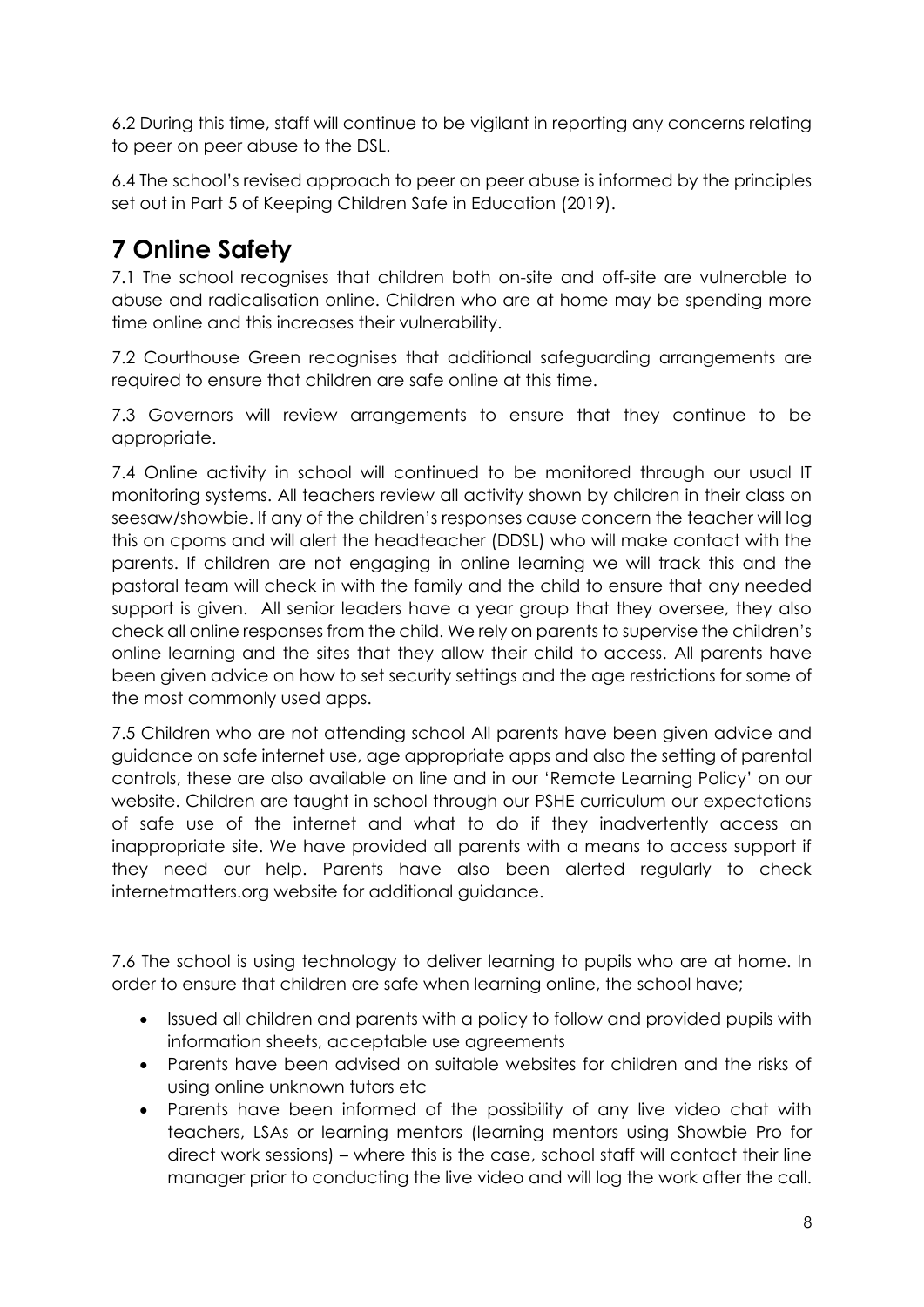6.2 During this time, staff will continue to be vigilant in reporting any concerns relating to peer on peer abuse to the DSL.

6.4 The school's revised approach to peer on peer abuse is informed by the principles set out in Part 5 of Keeping Children Safe in Education (2019).

# 7 Online Safety

7.1 The school recognises that children both on-site and off-site are vulnerable to abuse and radicalisation online. Children who are at home may be spending more time online and this increases their vulnerability.

7.2 Courthouse Green recognises that additional safeguarding arrangements are required to ensure that children are safe online at this time.

7.3 Governors will review arrangements to ensure that they continue to be appropriate.

7.4 Online activity in school will continued to be monitored through our usual IT monitoring systems. All teachers review all activity shown by children in their class on seesaw/showbie. If any of the children's responses cause concern the teacher will log this on cpoms and will alert the headteacher (DDSL) who will make contact with the parents. If children are not engaging in online learning we will track this and the pastoral team will check in with the family and the child to ensure that any needed support is given. All senior leaders have a year group that they oversee, they also check all online responses from the child. We rely on parents to supervise the children's online learning and the sites that they allow their child to access. All parents have been given advice on how to set security settings and the age restrictions for some of the most commonly used apps.

7.5 Children who are not attending school All parents have been given advice and guidance on safe internet use, age appropriate apps and also the setting of parental controls, these are also available on line and in our 'Remote Learning Policy' on our website. Children are taught in school through our PSHE curriculum our expectations of safe use of the internet and what to do if they inadvertently access an inappropriate site. We have provided all parents with a means to access support if they need our help. Parents have also been alerted regularly to check internetmatters.org website for additional guidance.

7.6 The school is using technology to deliver learning to pupils who are at home. In order to ensure that children are safe when learning online, the school have;

- Issued all children and parents with a policy to follow and provided pupils with information sheets, acceptable use agreements
- Parents have been advised on suitable websites for children and the risks of using online unknown tutors etc
- Parents have been informed of the possibility of any live video chat with teachers, LSAs or learning mentors (learning mentors using Showbie Pro for direct work sessions) – where this is the case, school staff will contact their line manager prior to conducting the live video and will log the work after the call.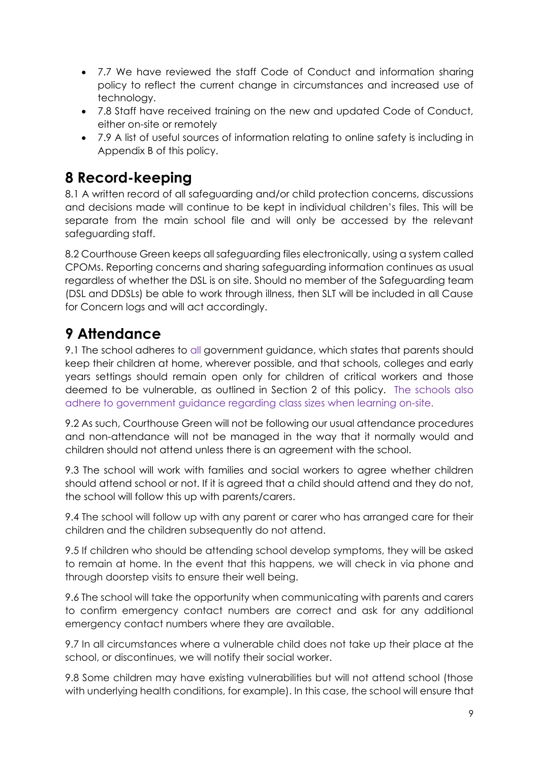- 7.7 We have reviewed the staff Code of Conduct and information sharing policy to reflect the current change in circumstances and increased use of technology.
- 7.8 Staff have received training on the new and updated Code of Conduct, either on-site or remotely
- 7.9 A list of useful sources of information relating to online safety is including in Appendix B of this policy.

## 8 Record-keeping

8.1 A written record of all safeguarding and/or child protection concerns, discussions and decisions made will continue to be kept in individual children's files. This will be separate from the main school file and will only be accessed by the relevant safeguarding staff.

8.2 Courthouse Green keeps all safeguarding files electronically, using a system called CPOMs. Reporting concerns and sharing safeguarding information continues as usual regardless of whether the DSL is on site. Should no member of the Safeguarding team (DSL and DDSLs) be able to work through illness, then SLT will be included in all Cause for Concern logs and will act accordingly.

## 9 Attendance

9.1 The school adheres to all government guidance, which states that parents should keep their children at home, wherever possible, and that schools, colleges and early years settings should remain open only for children of critical workers and those deemed to be vulnerable, as outlined in Section 2 of this policy. The schools also adhere to government guidance regarding class sizes when learning on-site.

9.2 As such, Courthouse Green will not be following our usual attendance procedures and non-attendance will not be managed in the way that it normally would and children should not attend unless there is an agreement with the school.

9.3 The school will work with families and social workers to agree whether children should attend school or not. If it is agreed that a child should attend and they do not, the school will follow this up with parents/carers.

9.4 The school will follow up with any parent or carer who has arranged care for their children and the children subsequently do not attend.

9.5 If children who should be attending school develop symptoms, they will be asked to remain at home. In the event that this happens, we will check in via phone and through doorstep visits to ensure their well being.

9.6 The school will take the opportunity when communicating with parents and carers to confirm emergency contact numbers are correct and ask for any additional emergency contact numbers where they are available.

9.7 In all circumstances where a vulnerable child does not take up their place at the school, or discontinues, we will notify their social worker.

9.8 Some children may have existing vulnerabilities but will not attend school (those with underlying health conditions, for example). In this case, the school will ensure that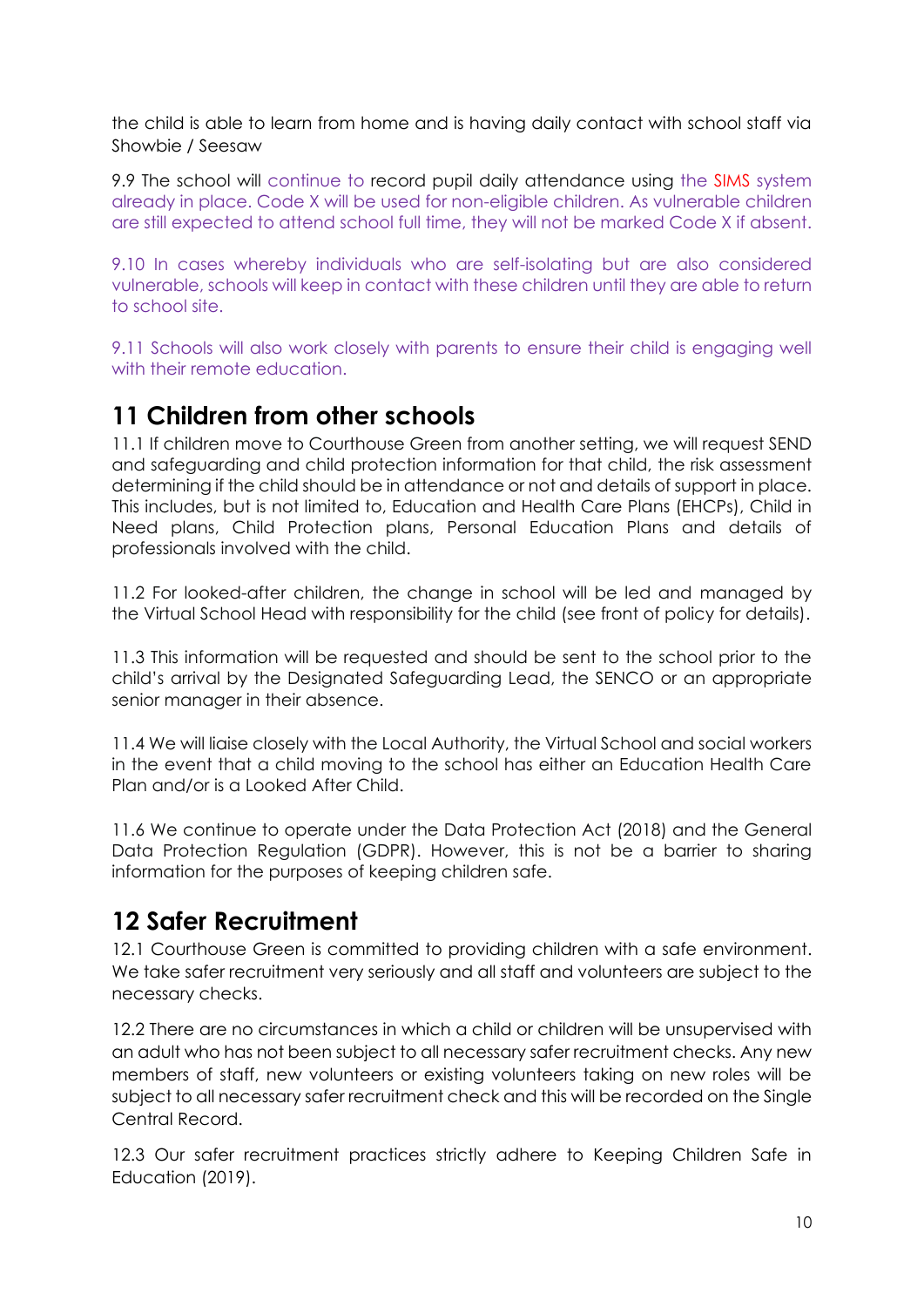the child is able to learn from home and is having daily contact with school staff via Showbie / Seesaw

9.9 The school will continue to record pupil daily attendance using the SIMS system already in place. Code X will be used for non-eligible children. As vulnerable children are still expected to attend school full time, they will not be marked Code X if absent.

9.10 In cases whereby individuals who are self-isolating but are also considered vulnerable, schools will keep in contact with these children until they are able to return to school site.

9.11 Schools will also work closely with parents to ensure their child is engaging well with their remote education.

## 11 Children from other schools

11.1 If children move to Courthouse Green from another setting, we will request SEND and safeguarding and child protection information for that child, the risk assessment determining if the child should be in attendance or not and details of support in place. This includes, but is not limited to, Education and Health Care Plans (EHCPs), Child in Need plans, Child Protection plans, Personal Education Plans and details of professionals involved with the child.

11.2 For looked-after children, the change in school will be led and managed by the Virtual School Head with responsibility for the child (see front of policy for details).

11.3 This information will be requested and should be sent to the school prior to the child's arrival by the Designated Safeguarding Lead, the SENCO or an appropriate senior manager in their absence.

11.4 We will liaise closely with the Local Authority, the Virtual School and social workers in the event that a child moving to the school has either an Education Health Care Plan and/or is a Looked After Child.

11.6 We continue to operate under the Data Protection Act (2018) and the General Data Protection Regulation (GDPR). However, this is not be a barrier to sharing information for the purposes of keeping children safe.

## 12 Safer Recruitment

12.1 Courthouse Green is committed to providing children with a safe environment. We take safer recruitment very seriously and all staff and volunteers are subject to the necessary checks.

12.2 There are no circumstances in which a child or children will be unsupervised with an adult who has not been subject to all necessary safer recruitment checks. Any new members of staff, new volunteers or existing volunteers taking on new roles will be subject to all necessary safer recruitment check and this will be recorded on the Single Central Record.

12.3 Our safer recruitment practices strictly adhere to Keeping Children Safe in Education (2019).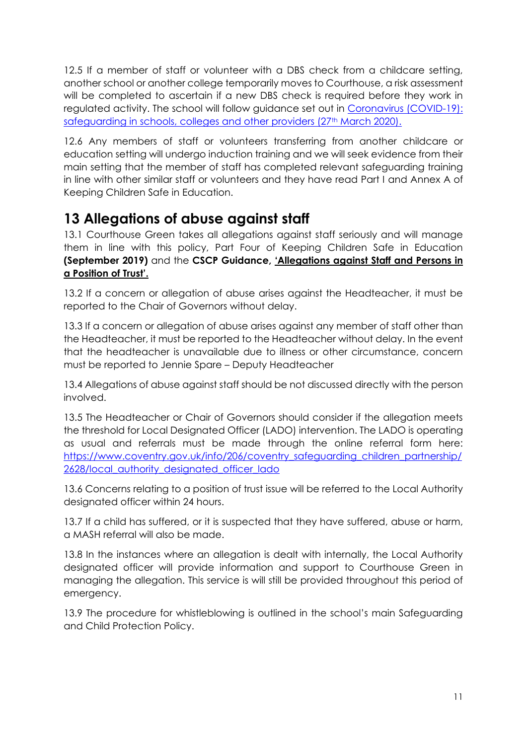12.5 If a member of staff or volunteer with a DBS check from a childcare setting, another school or another college temporarily moves to Courthouse, a risk assessment will be completed to ascertain if a new DBS check is required before they work in regulated activity. The school will follow guidance set out in [Coronavirus (COVID-19): safeguarding in schools, colleges and other providers (27th March 2020).]()

12.6 Any members of staff or volunteers transferring from another childcare or education setting will undergo induction training and we will seek evidence from their main setting that the member of staff has completed relevant safeguarding training in line with other similar staff or volunteers and they have read Part I and Annex A of Keeping Children Safe in Education.

## 13 Allegations of abuse against staff

13.1 Courthouse Green takes all allegations against staff seriously and will manage them in line with this policy, Part Four of Keeping Children Safe in Education **(September 2019)** and the **CSCP Guidance, 'Allegations against Staff and Persons in a Position of Trust'.**

13.2 If a concern or allegation of abuse arises against the Headteacher, it must be reported to the Chair of Governors without delay.

13.3 If a concern or allegation of abuse arises against any member of staff other than the Headteacher, it must be reported to the Headteacher without delay. In the event that the headteacher is unavailable due to illness or other circumstance, concern must be reported to Jennie Spare – Deputy Headteacher

13.4 Allegations of abuse against staff should be not discussed directly with the person involved.

13.5 The Headteacher or Chair of Governors should consider if the allegation meets the threshold for Local Designated Officer (LADO) intervention. The LADO is operating as usual and referrals must be made through the online referral form here: https://www.coventry.gov.uk/info/206/coventry_safeguarding_children_partnership/2628/local_authority_designated_officer_lado

13.6 Concerns relating to a position of trust issue will be referred to the Local Authority designated officer within 24 hours.

13.7 If a child has suffered, or it is suspected that they have suffered, abuse or harm, a MASH referral will also be made.

13.8 In the instances where an allegation is dealt with internally, the Local Authority designated officer will provide information and support to Courthouse Green in managing the allegation. This service is will still be provided throughout this period of emergency.

13.9 The procedure for whistleblowing is outlined in the school's main Safeguarding and Child Protection Policy.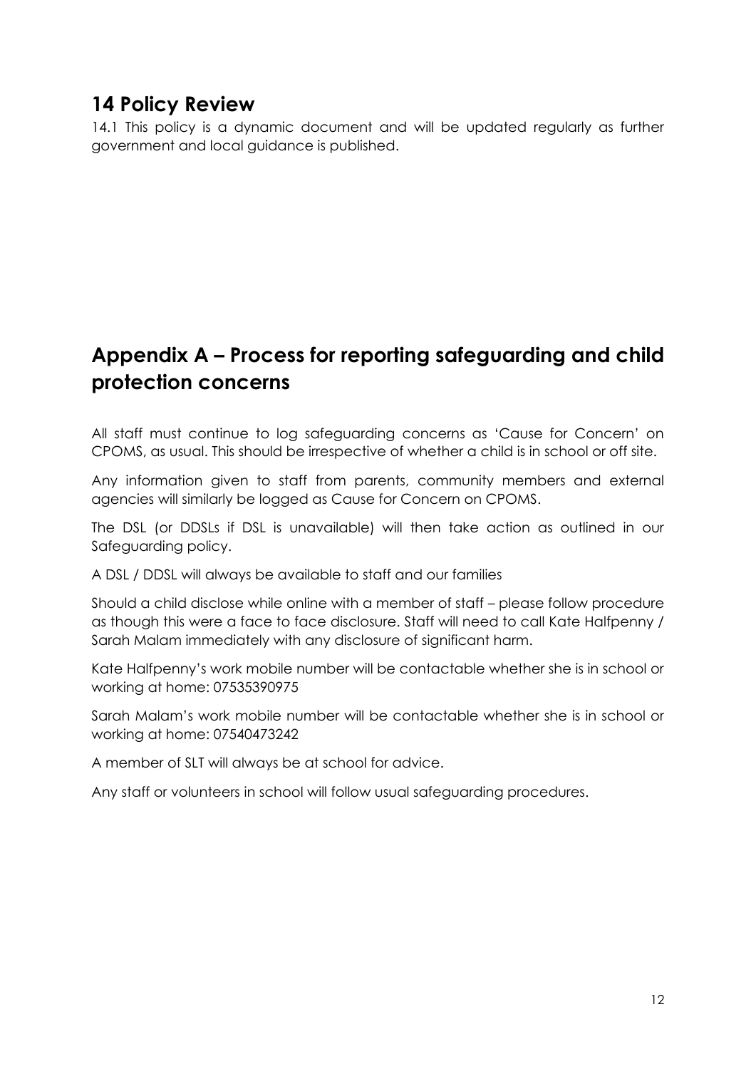## 14 Policy Review

14.1 This policy is a dynamic document and will be updated regularly as further government and local guidance is published.

## Appendix A – Process for reporting safeguarding and child protection concerns

All staff must continue to log safeguarding concerns as 'Cause for Concern' on CPOMS, as usual. This should be irrespective of whether a child is in school or off site.

Any information given to staff from parents, community members and external agencies will similarly be logged as Cause for Concern on CPOMS.

The DSL (or DDSLs if DSL is unavailable) will then take action as outlined in our Safeguarding policy.

A DSL / DDSL will always be available to staff and our families

Should a child disclose while online with a member of staff – please follow procedure as though this were a face to face disclosure. Staff will need to call Kate Halfpenny / Sarah Malam immediately with any disclosure of significant harm.

Kate Halfpenny's work mobile number will be contactable whether she is in school or working at home: 07535390975

Sarah Malam's work mobile number will be contactable whether she is in school or working at home: 07540473242

A member of SLT will always be at school for advice.

Any staff or volunteers in school will follow usual safeguarding procedures.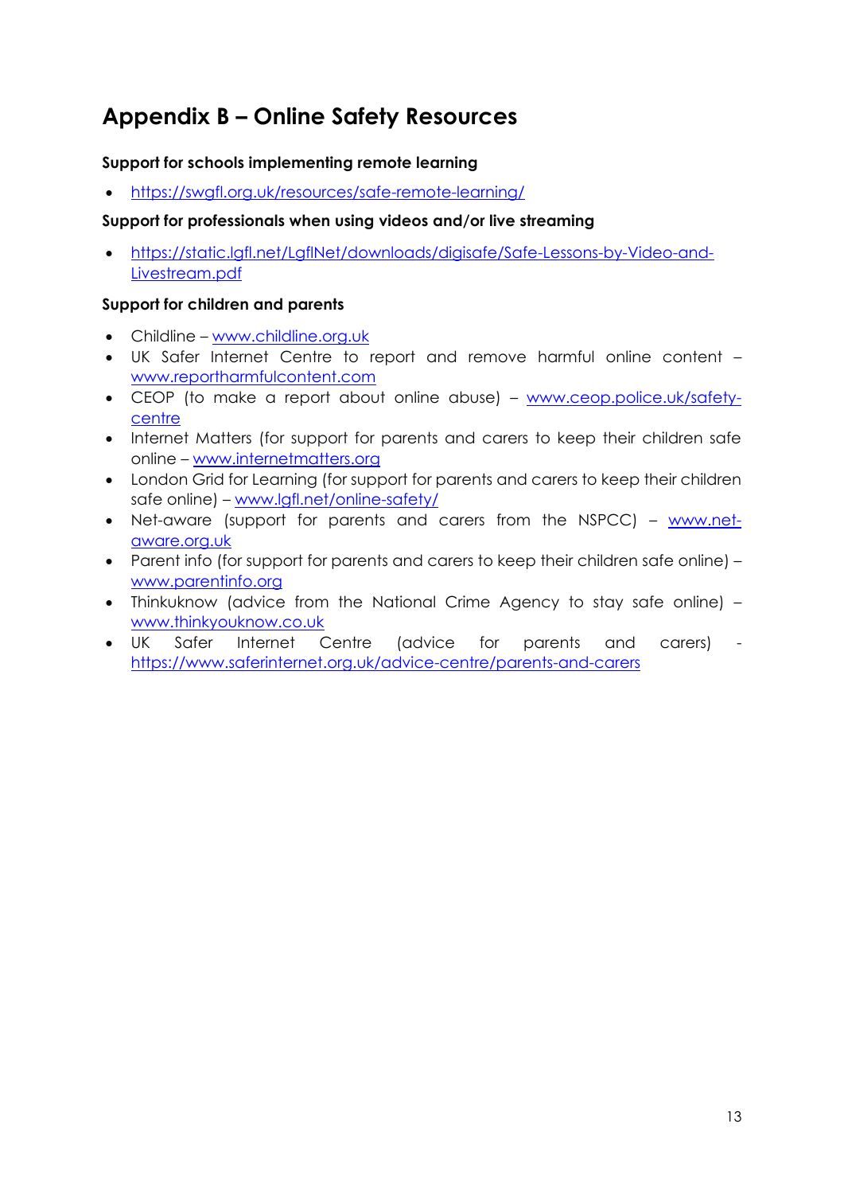## Appendix B – Online Safety Resources

**Support for schools implementing remote learning**

- https://swgfl.org.uk/resources/safe-remote-learning/

**Support for professionals when using videos and/or live streaming**

- https://static.lgfl.net/LgflNet/downloads/digisafe/Safe-Lessons-by-Video-and-Livestream.pdf

**Support for children and parents**

- Childline – www.childline.org.uk
- UK Safer Internet Centre to report and remove harmful online content – www.reportharmfulcontent.com
- CEOP (to make a report about online abuse) – www.ceop.police.uk/safety-centre
- Internet Matters (for support for parents and carers to keep their children safe online – www.internetmatters.org
- London Grid for Learning (for support for parents and carers to keep their children safe online) – www.lgfl.net/online-safety/
- Net-aware (support for parents and carers from the NSPCC) – www.net-aware.org.uk
- Parent info (for support for parents and carers to keep their children safe online) – www.parentinfo.org
- Thinkuknow (advice from the National Crime Agency to stay safe online) – www.thinkyouknow.co.uk
- UK Safer Internet Centre (advice for parents and carers) - https://www.saferinternet.org.uk/advice-centre/parents-and-carers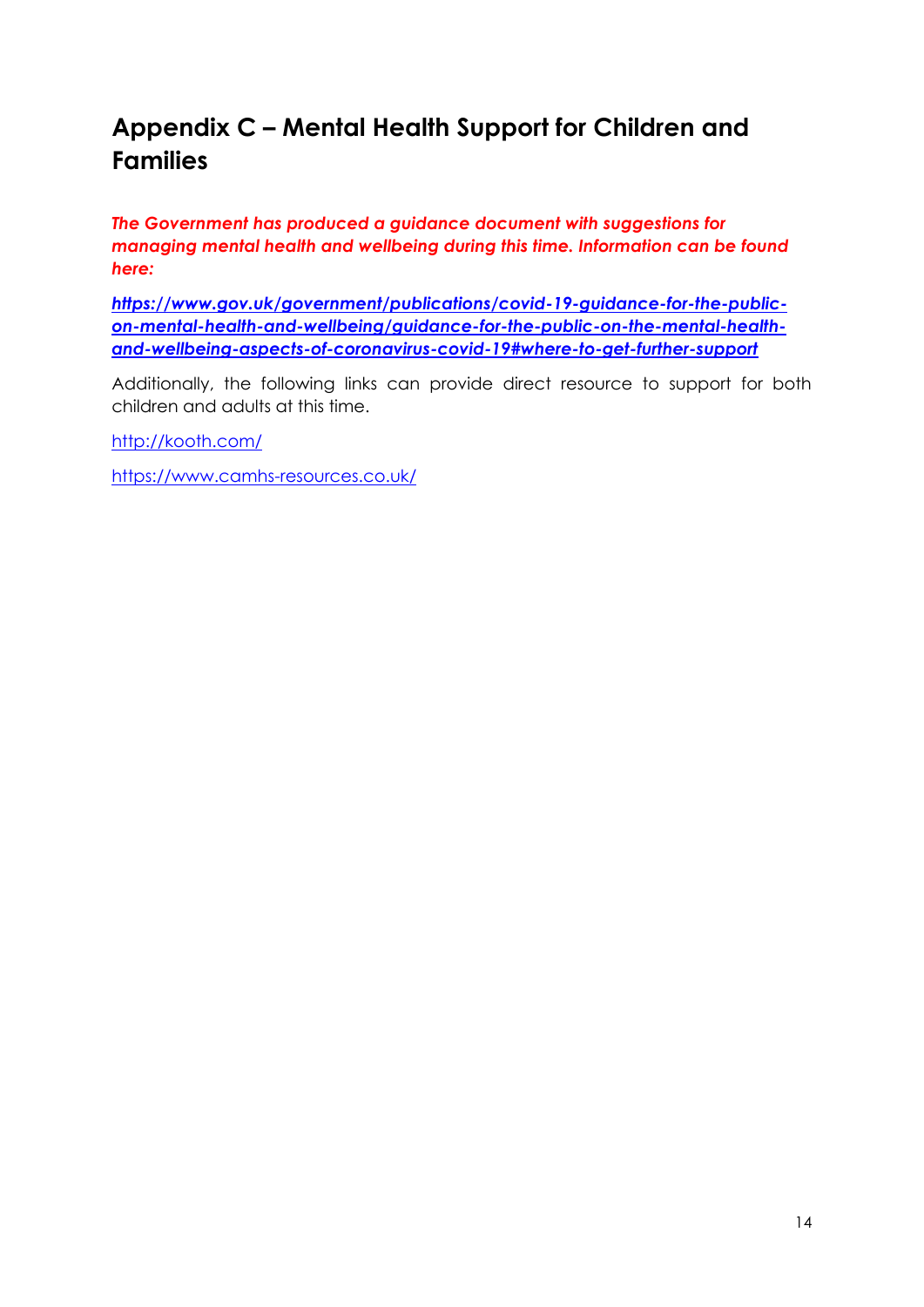# Appendix C – Mental Health Support for Children and Families

***The Government has produced a guidance document with suggestions for managing mental health and wellbeing during this time. Information can be found here:***

***https://www.gov.uk/government/publications/covid-19-guidance-for-the-public-on-mental-health-and-wellbeing/guidance-for-the-public-on-the-mental-health-and-wellbeing-aspects-of-coronavirus-covid-19#where-to-get-further-support***

Additionally, the following links can provide direct resource to support for both children and adults at this time.

http://kooth.com/

https://www.camhs-resources.co.uk/